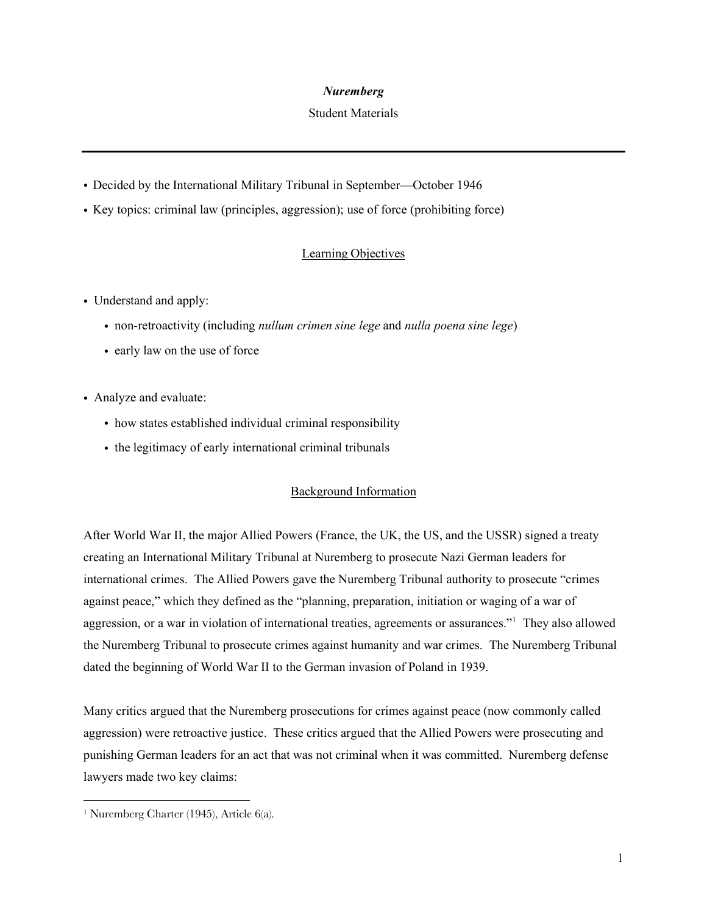# *Nuremberg*

Student Materials

---

- Decided by the International Military Tribunal in September—October 1946
- Key topics: criminal law (principles, aggression); use of force (prohibiting force)

## Learning Objectives

- Understand and apply:
  - non-retroactivity (including *nullum crimen sine lege* and *nulla poena sine lege*)
  - early law on the use of force
- Analyze and evaluate:
  - how states established individual criminal responsibility
  - the legitimacy of early international criminal tribunals

## Background Information

After World War II, the major Allied Powers (France, the UK, the US, and the USSR) signed a treaty creating an International Military Tribunal at Nuremberg to prosecute Nazi German leaders for international crimes. The Allied Powers gave the Nuremberg Tribunal authority to prosecute "crimes against peace," which they defined as the "planning, preparation, initiation or waging of a war of aggression, or a war in violation of international treaties, agreements or assurances."[1] They also allowed the Nuremberg Tribunal to prosecute crimes against humanity and war crimes. The Nuremberg Tribunal dated the beginning of World War II to the German invasion of Poland in 1939.

Many critics argued that the Nuremberg prosecutions for crimes against peace (now commonly called aggression) were retroactive justice. These critics argued that the Allied Powers were prosecuting and punishing German leaders for an act that was not criminal when it was committed. Nuremberg defense lawyers made two key claims:

---

[1] Nuremberg Charter (1945), Article 6(a).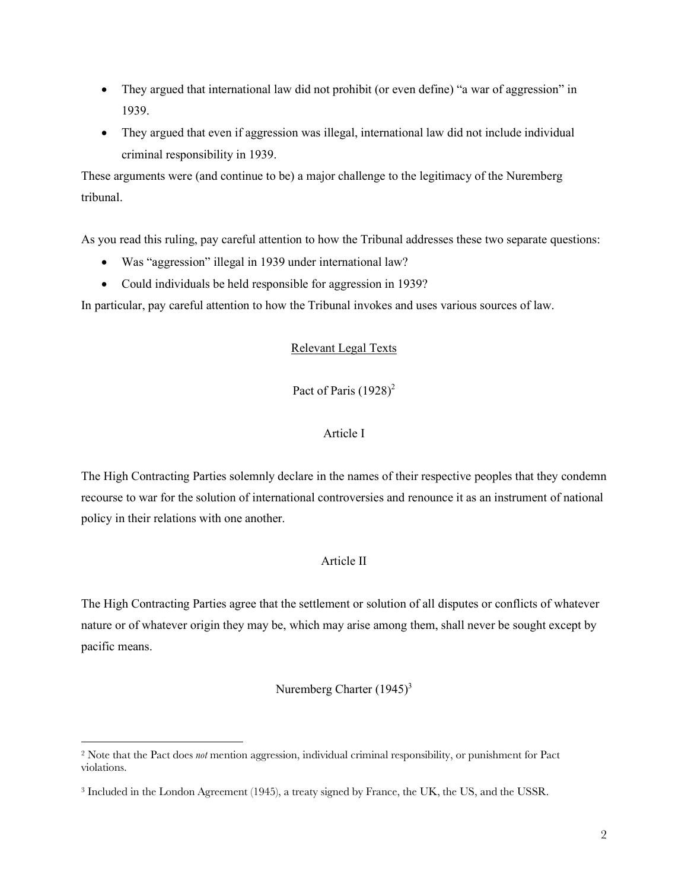- They argued that international law did not prohibit (or even define) "a war of aggression" in 1939.
- They argued that even if aggression was illegal, international law did not include individual criminal responsibility in 1939.

These arguments were (and continue to be) a major challenge to the legitimacy of the Nuremberg tribunal.

As you read this ruling, pay careful attention to how the Tribunal addresses these two separate questions:

- Was "aggression" illegal in 1939 under international law?
- Could individuals be held responsible for aggression in 1939?

In particular, pay careful attention to how the Tribunal invokes and uses various sources of law.

## Relevant Legal Texts

### Pact of Paris (1928)[2]

#### Article I

The High Contracting Parties solemnly declare in the names of their respective peoples that they condemn recourse to war for the solution of international controversies and renounce it as an instrument of national policy in their relations with one another.

#### Article II

The High Contracting Parties agree that the settlement or solution of all disputes or conflicts of whatever nature or of whatever origin they may be, which may arise among them, shall never be sought except by pacific means.

### Nuremberg Charter (1945)[3]

---

[2] Note that the Pact does *not* mention aggression, individual criminal responsibility, or punishment for Pact violations.

[3] Included in the London Agreement (1945), a treaty signed by France, the UK, the US, and the USSR.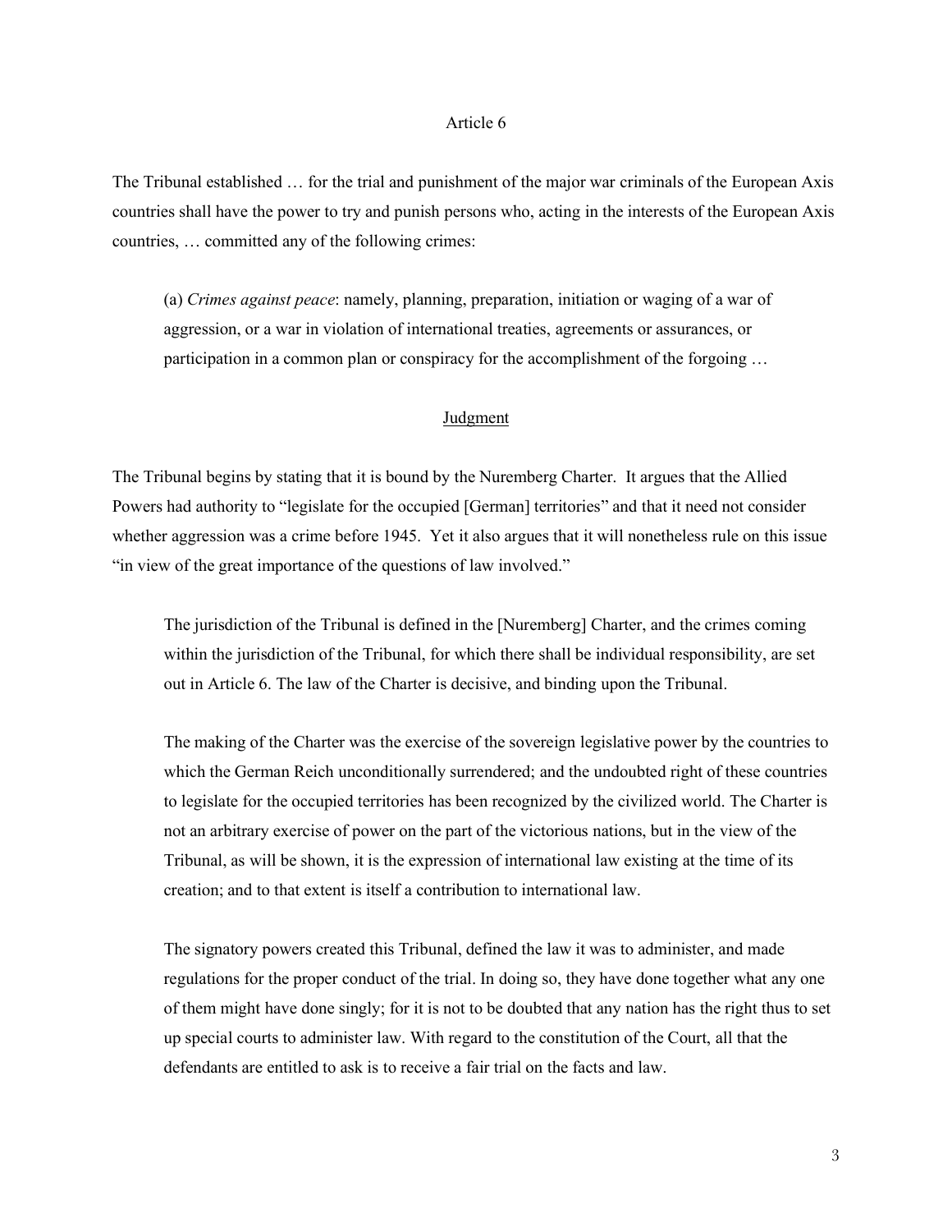## Article 6

The Tribunal established … for the trial and punishment of the major war criminals of the European Axis countries shall have the power to try and punish persons who, acting in the interests of the European Axis countries, … committed any of the following crimes:

> (a) *Crimes against peace*: namely, planning, preparation, initiation or waging of a war of aggression, or a war in violation of international treaties, agreements or assurances, or participation in a common plan or conspiracy for the accomplishment of the forgoing …

## Judgment

The Tribunal begins by stating that it is bound by the Nuremberg Charter. It argues that the Allied Powers had authority to "legislate for the occupied [German] territories" and that it need not consider whether aggression was a crime before 1945. Yet it also argues that it will nonetheless rule on this issue "in view of the great importance of the questions of law involved."

> The jurisdiction of the Tribunal is defined in the [Nuremberg] Charter, and the crimes coming within the jurisdiction of the Tribunal, for which there shall be individual responsibility, are set out in Article 6. The law of the Charter is decisive, and binding upon the Tribunal.
>
> The making of the Charter was the exercise of the sovereign legislative power by the countries to which the German Reich unconditionally surrendered; and the undoubted right of these countries to legislate for the occupied territories has been recognized by the civilized world. The Charter is not an arbitrary exercise of power on the part of the victorious nations, but in the view of the Tribunal, as will be shown, it is the expression of international law existing at the time of its creation; and to that extent is itself a contribution to international law.
>
> The signatory powers created this Tribunal, defined the law it was to administer, and made regulations for the proper conduct of the trial. In doing so, they have done together what any one of them might have done singly; for it is not to be doubted that any nation has the right thus to set up special courts to administer law. With regard to the constitution of the Court, all that the defendants are entitled to ask is to receive a fair trial on the facts and law.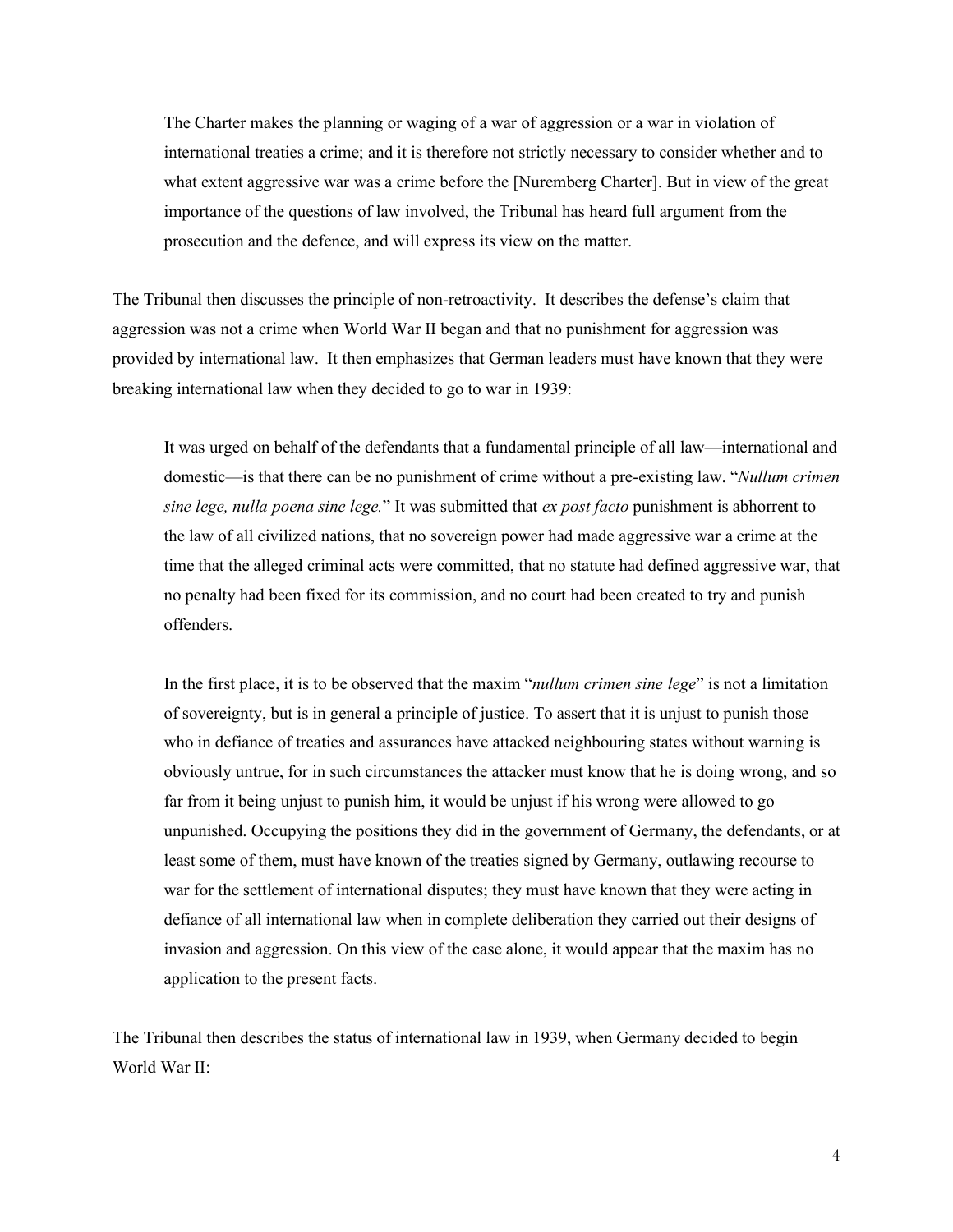> The Charter makes the planning or waging of a war of aggression or a war in violation of international treaties a crime; and it is therefore not strictly necessary to consider whether and to what extent aggressive war was a crime before the [Nuremberg Charter]. But in view of the great importance of the questions of law involved, the Tribunal has heard full argument from the prosecution and the defence, and will express its view on the matter.

The Tribunal then discusses the principle of non-retroactivity. It describes the defense's claim that aggression was not a crime when World War II began and that no punishment for aggression was provided by international law. It then emphasizes that German leaders must have known that they were breaking international law when they decided to go to war in 1939:

> It was urged on behalf of the defendants that a fundamental principle of all law—international and domestic—is that there can be no punishment of crime without a pre-existing law. "*Nullum crimen sine lege, nulla poena sine lege.*" It was submitted that *ex post facto* punishment is abhorrent to the law of all civilized nations, that no sovereign power had made aggressive war a crime at the time that the alleged criminal acts were committed, that no statute had defined aggressive war, that no penalty had been fixed for its commission, and no court had been created to try and punish offenders.
>
> In the first place, it is to be observed that the maxim "*nullum crimen sine lege*" is not a limitation of sovereignty, but is in general a principle of justice. To assert that it is unjust to punish those who in defiance of treaties and assurances have attacked neighbouring states without warning is obviously untrue, for in such circumstances the attacker must know that he is doing wrong, and so far from it being unjust to punish him, it would be unjust if his wrong were allowed to go unpunished. Occupying the positions they did in the government of Germany, the defendants, or at least some of them, must have known of the treaties signed by Germany, outlawing recourse to war for the settlement of international disputes; they must have known that they were acting in defiance of all international law when in complete deliberation they carried out their designs of invasion and aggression. On this view of the case alone, it would appear that the maxim has no application to the present facts.

The Tribunal then describes the status of international law in 1939, when Germany decided to begin World War II: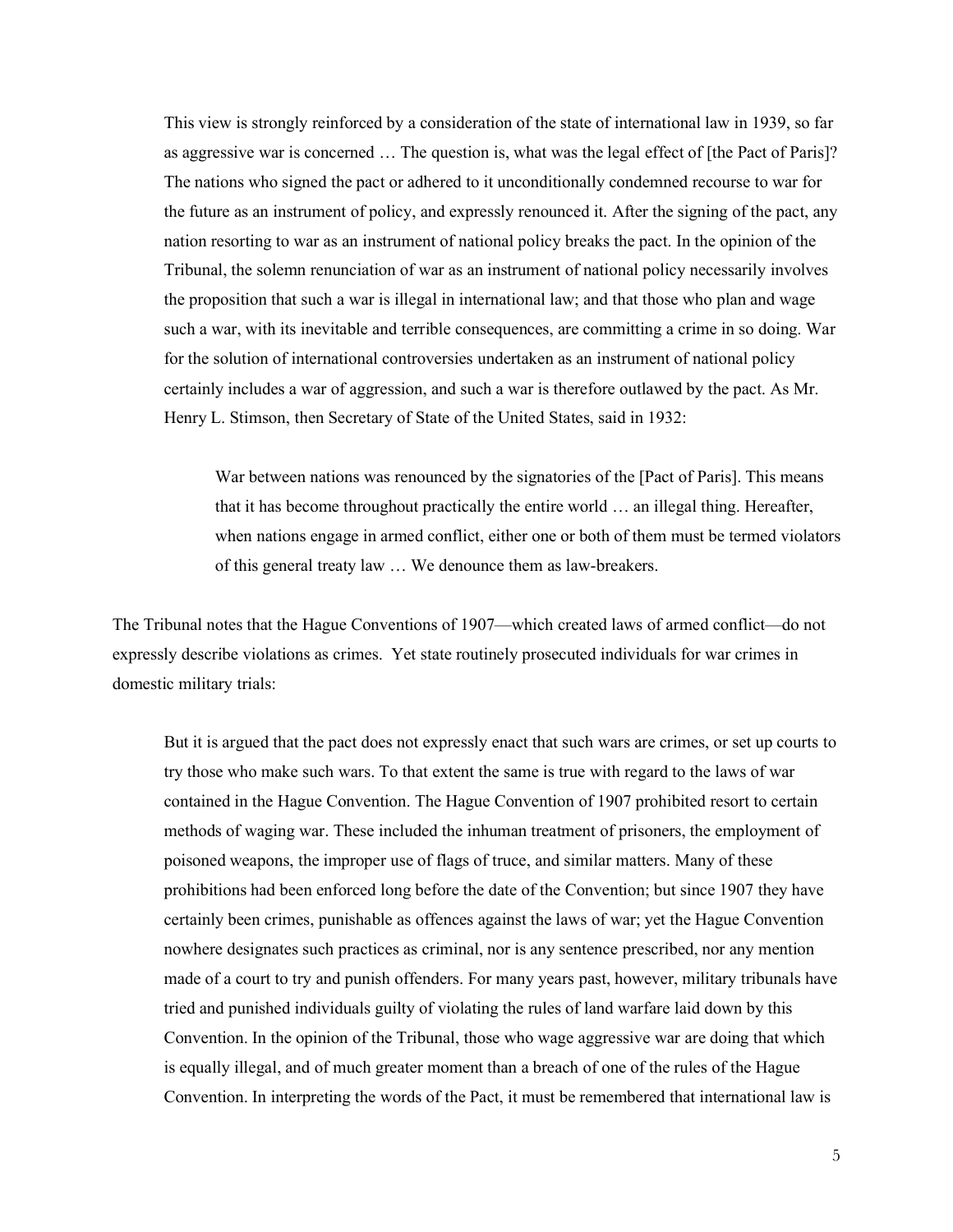> This view is strongly reinforced by a consideration of the state of international law in 1939, so far as aggressive war is concerned … The question is, what was the legal effect of [the Pact of Paris]? The nations who signed the pact or adhered to it unconditionally condemned recourse to war for the future as an instrument of policy, and expressly renounced it. After the signing of the pact, any nation resorting to war as an instrument of national policy breaks the pact. In the opinion of the Tribunal, the solemn renunciation of war as an instrument of national policy necessarily involves the proposition that such a war is illegal in international law; and that those who plan and wage such a war, with its inevitable and terrible consequences, are committing a crime in so doing. War for the solution of international controversies undertaken as an instrument of national policy certainly includes a war of aggression, and such a war is therefore outlawed by the pact. As Mr. Henry L. Stimson, then Secretary of State of the United States, said in 1932:
>
> > War between nations was renounced by the signatories of the [Pact of Paris]. This means that it has become throughout practically the entire world … an illegal thing. Hereafter, when nations engage in armed conflict, either one or both of them must be termed violators of this general treaty law … We denounce them as law-breakers.

The Tribunal notes that the Hague Conventions of 1907—which created laws of armed conflict—do not expressly describe violations as crimes. Yet state routinely prosecuted individuals for war crimes in domestic military trials:

> But it is argued that the pact does not expressly enact that such wars are crimes, or set up courts to try those who make such wars. To that extent the same is true with regard to the laws of war contained in the Hague Convention. The Hague Convention of 1907 prohibited resort to certain methods of waging war. These included the inhuman treatment of prisoners, the employment of poisoned weapons, the improper use of flags of truce, and similar matters. Many of these prohibitions had been enforced long before the date of the Convention; but since 1907 they have certainly been crimes, punishable as offences against the laws of war; yet the Hague Convention nowhere designates such practices as criminal, nor is any sentence prescribed, nor any mention made of a court to try and punish offenders. For many years past, however, military tribunals have tried and punished individuals guilty of violating the rules of land warfare laid down by this Convention. In the opinion of the Tribunal, those who wage aggressive war are doing that which is equally illegal, and of much greater moment than a breach of one of the rules of the Hague Convention. In interpreting the words of the Pact, it must be remembered that international law is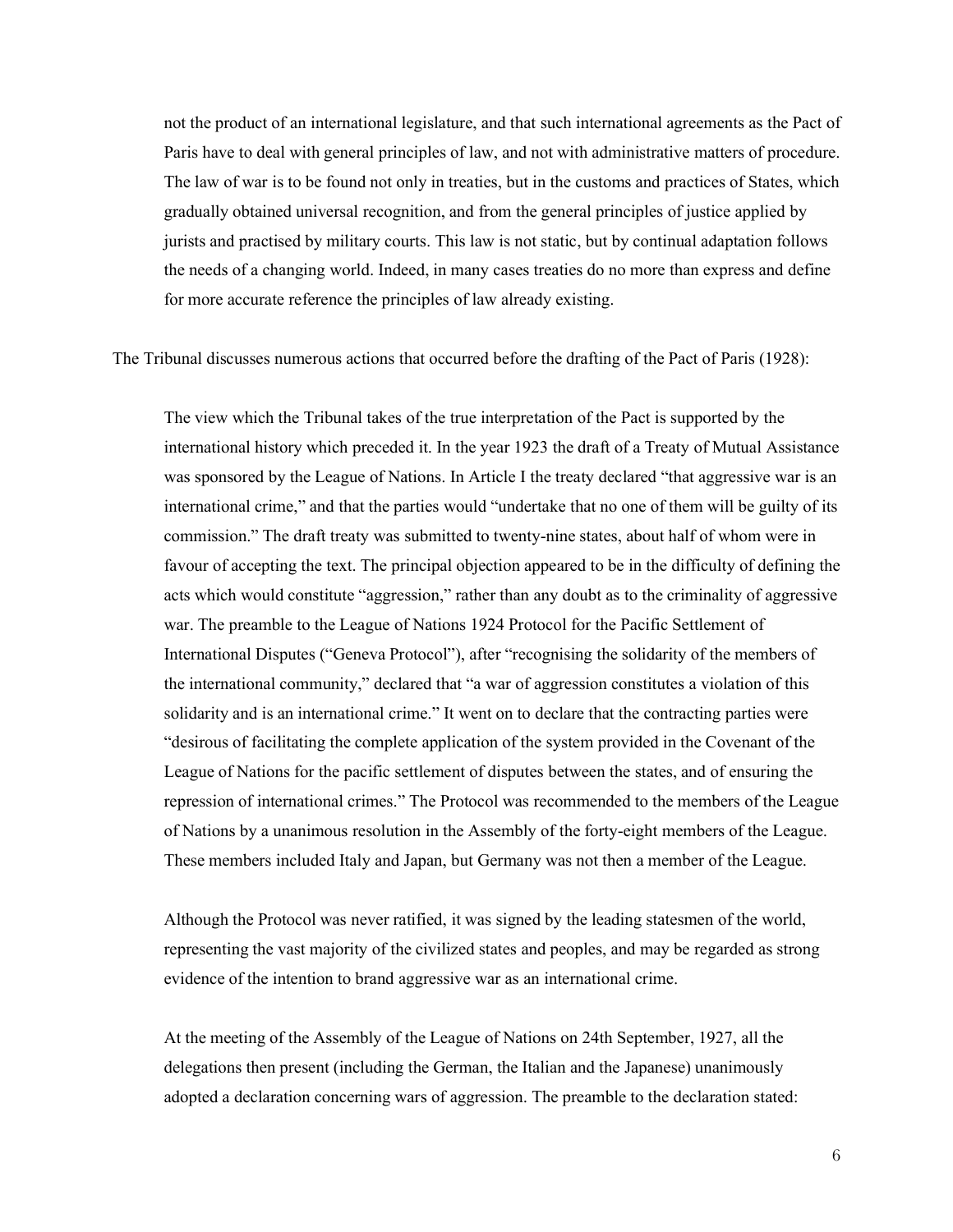> not the product of an international legislature, and that such international agreements as the Pact of Paris have to deal with general principles of law, and not with administrative matters of procedure. The law of war is to be found not only in treaties, but in the customs and practices of States, which gradually obtained universal recognition, and from the general principles of justice applied by jurists and practised by military courts. This law is not static, but by continual adaptation follows the needs of a changing world. Indeed, in many cases treaties do no more than express and define for more accurate reference the principles of law already existing.

The Tribunal discusses numerous actions that occurred before the drafting of the Pact of Paris (1928):

> The view which the Tribunal takes of the true interpretation of the Pact is supported by the international history which preceded it. In the year 1923 the draft of a Treaty of Mutual Assistance was sponsored by the League of Nations. In Article I the treaty declared "that aggressive war is an international crime," and that the parties would "undertake that no one of them will be guilty of its commission." The draft treaty was submitted to twenty-nine states, about half of whom were in favour of accepting the text. The principal objection appeared to be in the difficulty of defining the acts which would constitute "aggression," rather than any doubt as to the criminality of aggressive war. The preamble to the League of Nations 1924 Protocol for the Pacific Settlement of International Disputes ("Geneva Protocol"), after "recognising the solidarity of the members of the international community," declared that "a war of aggression constitutes a violation of this solidarity and is an international crime." It went on to declare that the contracting parties were "desirous of facilitating the complete application of the system provided in the Covenant of the League of Nations for the pacific settlement of disputes between the states, and of ensuring the repression of international crimes." The Protocol was recommended to the members of the League of Nations by a unanimous resolution in the Assembly of the forty-eight members of the League. These members included Italy and Japan, but Germany was not then a member of the League.
>
> Although the Protocol was never ratified, it was signed by the leading statesmen of the world, representing the vast majority of the civilized states and peoples, and may be regarded as strong evidence of the intention to brand aggressive war as an international crime.
>
> At the meeting of the Assembly of the League of Nations on 24th September, 1927, all the delegations then present (including the German, the Italian and the Japanese) unanimously adopted a declaration concerning wars of aggression. The preamble to the declaration stated: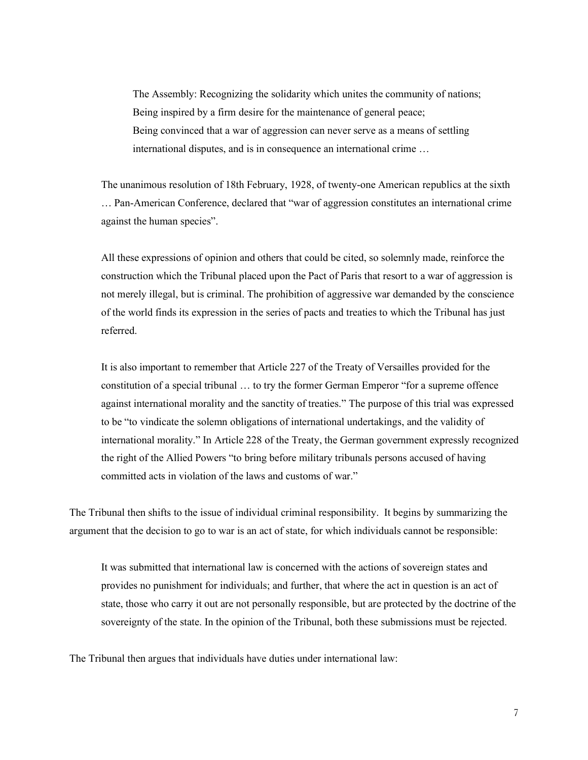> The Assembly: Recognizing the solidarity which unites the community of nations;
> Being inspired by a firm desire for the maintenance of general peace;
> Being convinced that a war of aggression can never serve as a means of settling international disputes, and is in consequence an international crime …

> The unanimous resolution of 18th February, 1928, of twenty-one American republics at the sixth … Pan-American Conference, declared that "war of aggression constitutes an international crime against the human species".
>
> All these expressions of opinion and others that could be cited, so solemnly made, reinforce the construction which the Tribunal placed upon the Pact of Paris that resort to a war of aggression is not merely illegal, but is criminal. The prohibition of aggressive war demanded by the conscience of the world finds its expression in the series of pacts and treaties to which the Tribunal has just referred.
>
> It is also important to remember that Article 227 of the Treaty of Versailles provided for the constitution of a special tribunal … to try the former German Emperor "for a supreme offence against international morality and the sanctity of treaties." The purpose of this trial was expressed to be "to vindicate the solemn obligations of international undertakings, and the validity of international morality." In Article 228 of the Treaty, the German government expressly recognized the right of the Allied Powers "to bring before military tribunals persons accused of having committed acts in violation of the laws and customs of war."

The Tribunal then shifts to the issue of individual criminal responsibility. It begins by summarizing the argument that the decision to go to war is an act of state, for which individuals cannot be responsible:

> It was submitted that international law is concerned with the actions of sovereign states and provides no punishment for individuals; and further, that where the act in question is an act of state, those who carry it out are not personally responsible, but are protected by the doctrine of the sovereignty of the state. In the opinion of the Tribunal, both these submissions must be rejected.

The Tribunal then argues that individuals have duties under international law: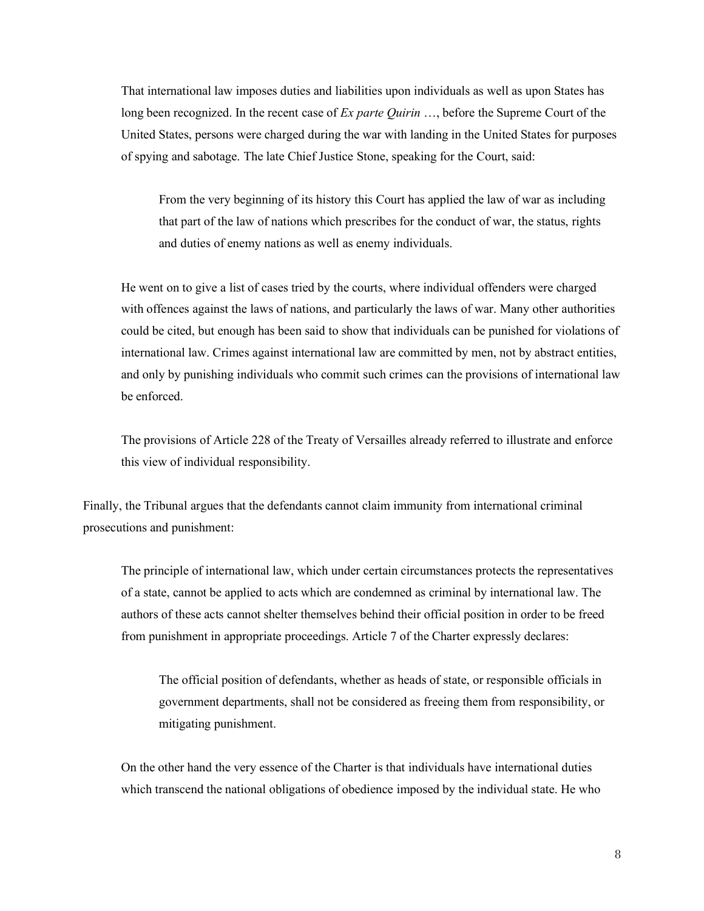> That international law imposes duties and liabilities upon individuals as well as upon States has long been recognized. In the recent case of *Ex parte Quirin* …, before the Supreme Court of the United States, persons were charged during the war with landing in the United States for purposes of spying and sabotage. The late Chief Justice Stone, speaking for the Court, said:
>
> > From the very beginning of its history this Court has applied the law of war as including that part of the law of nations which prescribes for the conduct of war, the status, rights and duties of enemy nations as well as enemy individuals.
>
> He went on to give a list of cases tried by the courts, where individual offenders were charged with offences against the laws of nations, and particularly the laws of war. Many other authorities could be cited, but enough has been said to show that individuals can be punished for violations of international law. Crimes against international law are committed by men, not by abstract entities, and only by punishing individuals who commit such crimes can the provisions of international law be enforced.
>
> The provisions of Article 228 of the Treaty of Versailles already referred to illustrate and enforce this view of individual responsibility.

Finally, the Tribunal argues that the defendants cannot claim immunity from international criminal prosecutions and punishment:

> The principle of international law, which under certain circumstances protects the representatives of a state, cannot be applied to acts which are condemned as criminal by international law. The authors of these acts cannot shelter themselves behind their official position in order to be freed from punishment in appropriate proceedings. Article 7 of the Charter expressly declares:
>
> > The official position of defendants, whether as heads of state, or responsible officials in government departments, shall not be considered as freeing them from responsibility, or mitigating punishment.
>
> On the other hand the very essence of the Charter is that individuals have international duties which transcend the national obligations of obedience imposed by the individual state. He who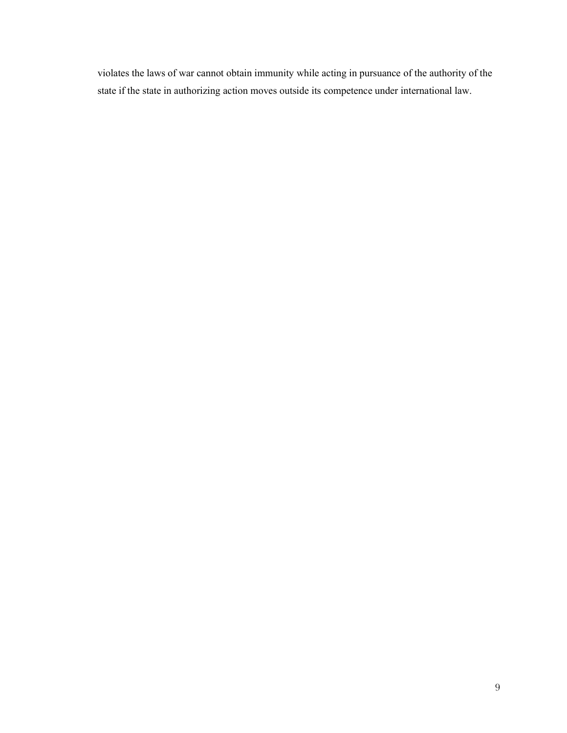violates the laws of war cannot obtain immunity while acting in pursuance of the authority of the state if the state in authorizing action moves outside its competence under international law.